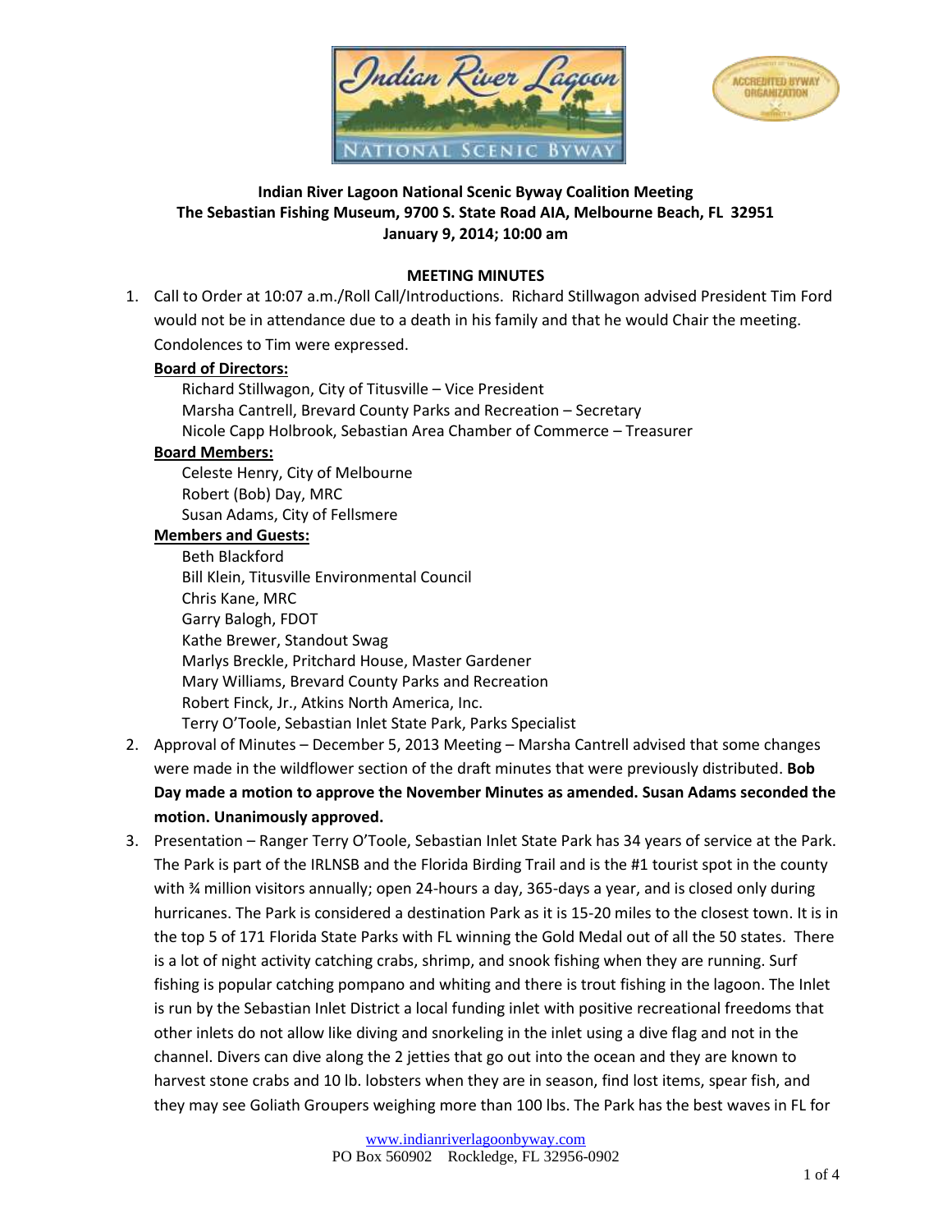**Indian River Lagoon National Scenic Byway Coalition Meeting**
**The Sebastian Fishing Museum, 9700 S. State Road AIA, Melbourne Beach, FL 32951**
**January 9, 2014; 10:00 am**

**MEETING MINUTES**

1. Call to Order at 10:07 a.m./Roll Call/Introductions. Richard Stillwagon advised President Tim Ford would not be in attendance due to a death in his family and that he would Chair the meeting. Condolences to Tim were expressed.

   **Board of Directors:**
   
   Richard Stillwagon, City of Titusville – Vice President
   Marsha Cantrell, Brevard County Parks and Recreation – Secretary
   Nicole Capp Holbrook, Sebastian Area Chamber of Commerce – Treasurer

   **Board Members:**
   
   Celeste Henry, City of Melbourne
   Robert (Bob) Day, MRC
   Susan Adams, City of Fellsmere

   **Members and Guests:**
   
   Beth Blackford
   Bill Klein, Titusville Environmental Council
   Chris Kane, MRC
   Garry Balogh, FDOT
   Kathe Brewer, Standout Swag
   Marlys Breckle, Pritchard House, Master Gardener
   Mary Williams, Brevard County Parks and Recreation
   Robert Finck, Jr., Atkins North America, Inc.
   Terry O'Toole, Sebastian Inlet State Park, Parks Specialist

2. Approval of Minutes – December 5, 2013 Meeting – Marsha Cantrell advised that some changes were made in the wildflower section of the draft minutes that were previously distributed. **Bob Day made a motion to approve the November Minutes as amended. Susan Adams seconded the motion. Unanimously approved.**

3. Presentation – Ranger Terry O'Toole, Sebastian Inlet State Park has 34 years of service at the Park. The Park is part of the IRLNSB and the Florida Birding Trail and is the #1 tourist spot in the county with ¾ million visitors annually; open 24-hours a day, 365-days a year, and is closed only during hurricanes. The Park is considered a destination Park as it is 15-20 miles to the closest town. It is in the top 5 of 171 Florida State Parks with FL winning the Gold Medal out of all the 50 states. There is a lot of night activity catching crabs, shrimp, and snook fishing when they are running. Surf fishing is popular catching pompano and whiting and there is trout fishing in the lagoon. The Inlet is run by the Sebastian Inlet District a local funding inlet with positive recreational freedoms that other inlets do not allow like diving and snorkeling in the inlet using a dive flag and not in the channel. Divers can dive along the 2 jetties that go out into the ocean and they are known to harvest stone crabs and 10 lb. lobsters when they are in season, find lost items, spear fish, and they may see Goliath Groupers weighing more than 100 lbs. The Park has the best waves in FL for

www.indianriverlagoonbyway.com
PO Box 560902 Rockledge, FL 32956-0902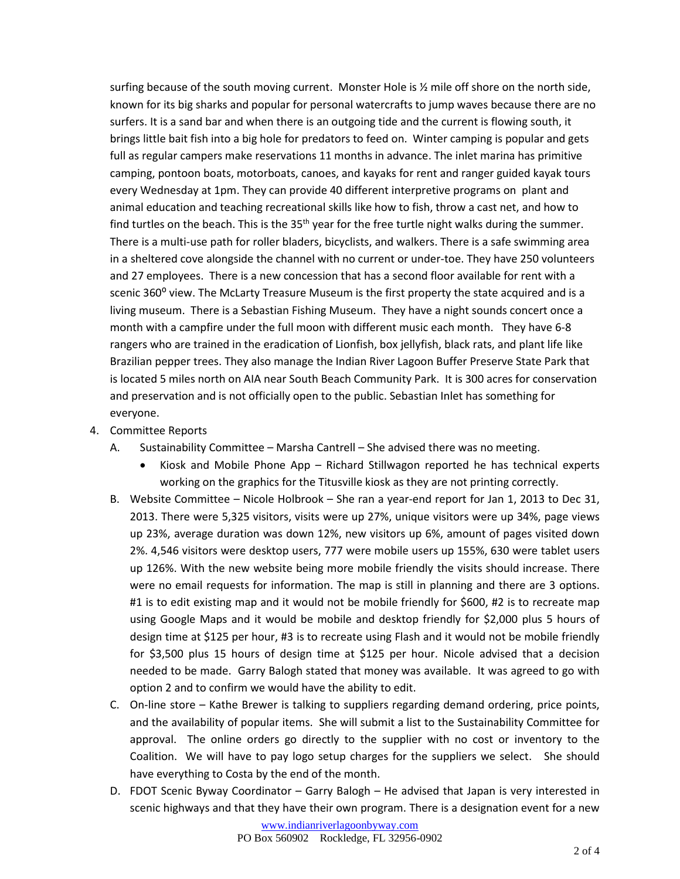surfing because of the south moving current. Monster Hole is ½ mile off shore on the north side, known for its big sharks and popular for personal watercrafts to jump waves because there are no surfers. It is a sand bar and when there is an outgoing tide and the current is flowing south, it brings little bait fish into a big hole for predators to feed on. Winter camping is popular and gets full as regular campers make reservations 11 months in advance. The inlet marina has primitive camping, pontoon boats, motorboats, canoes, and kayaks for rent and ranger guided kayak tours every Wednesday at 1pm. They can provide 40 different interpretive programs on plant and animal education and teaching recreational skills like how to fish, throw a cast net, and how to find turtles on the beach. This is the 35th year for the free turtle night walks during the summer. There is a multi-use path for roller bladers, bicyclists, and walkers. There is a safe swimming area in a sheltered cove alongside the channel with no current or under-toe. They have 250 volunteers and 27 employees. There is a new concession that has a second floor available for rent with a scenic 360° view. The McLarty Treasure Museum is the first property the state acquired and is a living museum. There is a Sebastian Fishing Museum. They have a night sounds concert once a month with a campfire under the full moon with different music each month. They have 6-8 rangers who are trained in the eradication of Lionfish, box jellyfish, black rats, and plant life like Brazilian pepper trees. They also manage the Indian River Lagoon Buffer Preserve State Park that is located 5 miles north on AIA near South Beach Community Park. It is 300 acres for conservation and preservation and is not officially open to the public. Sebastian Inlet has something for everyone.

4. Committee Reports
   - A. Sustainability Committee – Marsha Cantrell – She advised there was no meeting.
     - Kiosk and Mobile Phone App – Richard Stillwagon reported he has technical experts working on the graphics for the Titusville kiosk as they are not printing correctly.
   - B. Website Committee – Nicole Holbrook – She ran a year-end report for Jan 1, 2013 to Dec 31, 2013. There were 5,325 visitors, visits were up 27%, unique visitors were up 34%, page views up 23%, average duration was down 12%, new visitors up 6%, amount of pages visited down 2%. 4,546 visitors were desktop users, 777 were mobile users up 155%, 630 were tablet users up 126%. With the new website being more mobile friendly the visits should increase. There were no email requests for information. The map is still in planning and there are 3 options. #1 is to edit existing map and it would not be mobile friendly for $600, #2 is to recreate map using Google Maps and it would be mobile and desktop friendly for $2,000 plus 5 hours of design time at $125 per hour, #3 is to recreate using Flash and it would not be mobile friendly for $3,500 plus 15 hours of design time at $125 per hour. Nicole advised that a decision needed to be made. Garry Balogh stated that money was available. It was agreed to go with option 2 and to confirm we would have the ability to edit.
   - C. On-line store – Kathe Brewer is talking to suppliers regarding demand ordering, price points, and the availability of popular items. She will submit a list to the Sustainability Committee for approval. The online orders go directly to the supplier with no cost or inventory to the Coalition. We will have to pay logo setup charges for the suppliers we select. She should have everything to Costa by the end of the month.
   - D. FDOT Scenic Byway Coordinator – Garry Balogh – He advised that Japan is very interested in scenic highways and that they have their own program. There is a designation event for a new

www.indianriverlagoonbyway.com
PO Box 560902 Rockledge, FL 32956-0902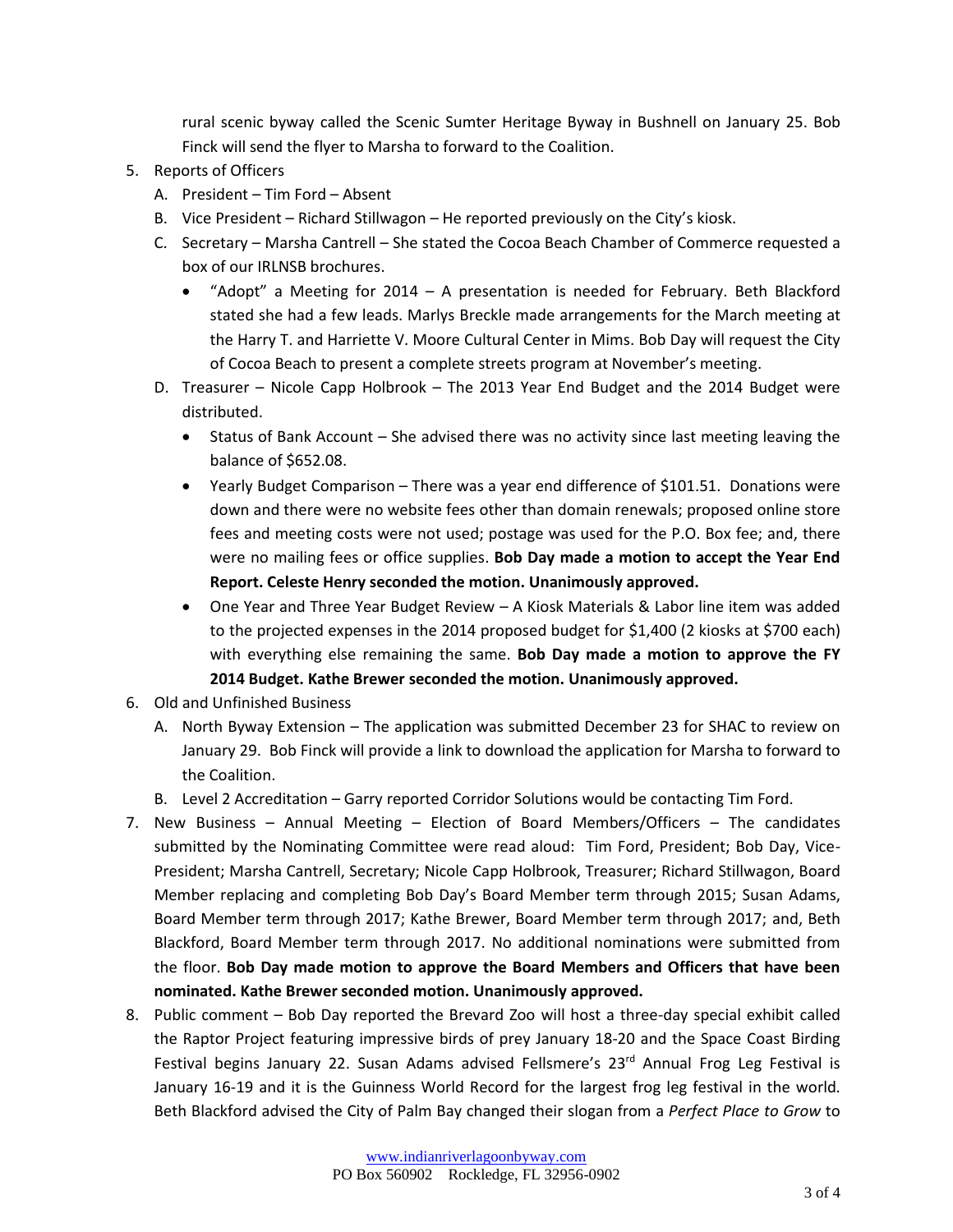rural scenic byway called the Scenic Sumter Heritage Byway in Bushnell on January 25. Bob Finck will send the flyer to Marsha to forward to the Coalition.

5. Reports of Officers
   A. President – Tim Ford – Absent
   B. Vice President – Richard Stillwagon – He reported previously on the City's kiosk.
   C. Secretary – Marsha Cantrell – She stated the Cocoa Beach Chamber of Commerce requested a box of our IRLNSB brochures.
      - "Adopt" a Meeting for 2014 – A presentation is needed for February. Beth Blackford stated she had a few leads. Marlys Breckle made arrangements for the March meeting at the Harry T. and Harriette V. Moore Cultural Center in Mims. Bob Day will request the City of Cocoa Beach to present a complete streets program at November's meeting.
   D. Treasurer – Nicole Capp Holbrook – The 2013 Year End Budget and the 2014 Budget were distributed.
      - Status of Bank Account – She advised there was no activity since last meeting leaving the balance of $652.08.
      - Yearly Budget Comparison – There was a year end difference of $101.51. Donations were down and there were no website fees other than domain renewals; proposed online store fees and meeting costs were not used; postage was used for the P.O. Box fee; and, there were no mailing fees or office supplies. **Bob Day made a motion to accept the Year End Report. Celeste Henry seconded the motion. Unanimously approved.**
      - One Year and Three Year Budget Review – A Kiosk Materials & Labor line item was added to the projected expenses in the 2014 proposed budget for $1,400 (2 kiosks at $700 each) with everything else remaining the same. **Bob Day made a motion to approve the FY 2014 Budget. Kathe Brewer seconded the motion. Unanimously approved.**
6. Old and Unfinished Business
   A. North Byway Extension – The application was submitted December 23 for SHAC to review on January 29. Bob Finck will provide a link to download the application for Marsha to forward to the Coalition.
   B. Level 2 Accreditation – Garry reported Corridor Solutions would be contacting Tim Ford.
7. New Business – Annual Meeting – Election of Board Members/Officers – The candidates submitted by the Nominating Committee were read aloud: Tim Ford, President; Bob Day, Vice-President; Marsha Cantrell, Secretary; Nicole Capp Holbrook, Treasurer; Richard Stillwagon, Board Member replacing and completing Bob Day's Board Member term through 2015; Susan Adams, Board Member term through 2017; Kathe Brewer, Board Member term through 2017; and, Beth Blackford, Board Member term through 2017. No additional nominations were submitted from the floor. **Bob Day made motion to approve the Board Members and Officers that have been nominated. Kathe Brewer seconded motion. Unanimously approved.**
8. Public comment – Bob Day reported the Brevard Zoo will host a three-day special exhibit called the Raptor Project featuring impressive birds of prey January 18-20 and the Space Coast Birding Festival begins January 22. Susan Adams advised Fellsmere's 23rd Annual Frog Leg Festival is January 16-19 and it is the Guinness World Record for the largest frog leg festival in the world. Beth Blackford advised the City of Palm Bay changed their slogan from a *Perfect Place to Grow* to

www.indianriverlagoonbyway.com
PO Box 560902 Rockledge, FL 32956-0902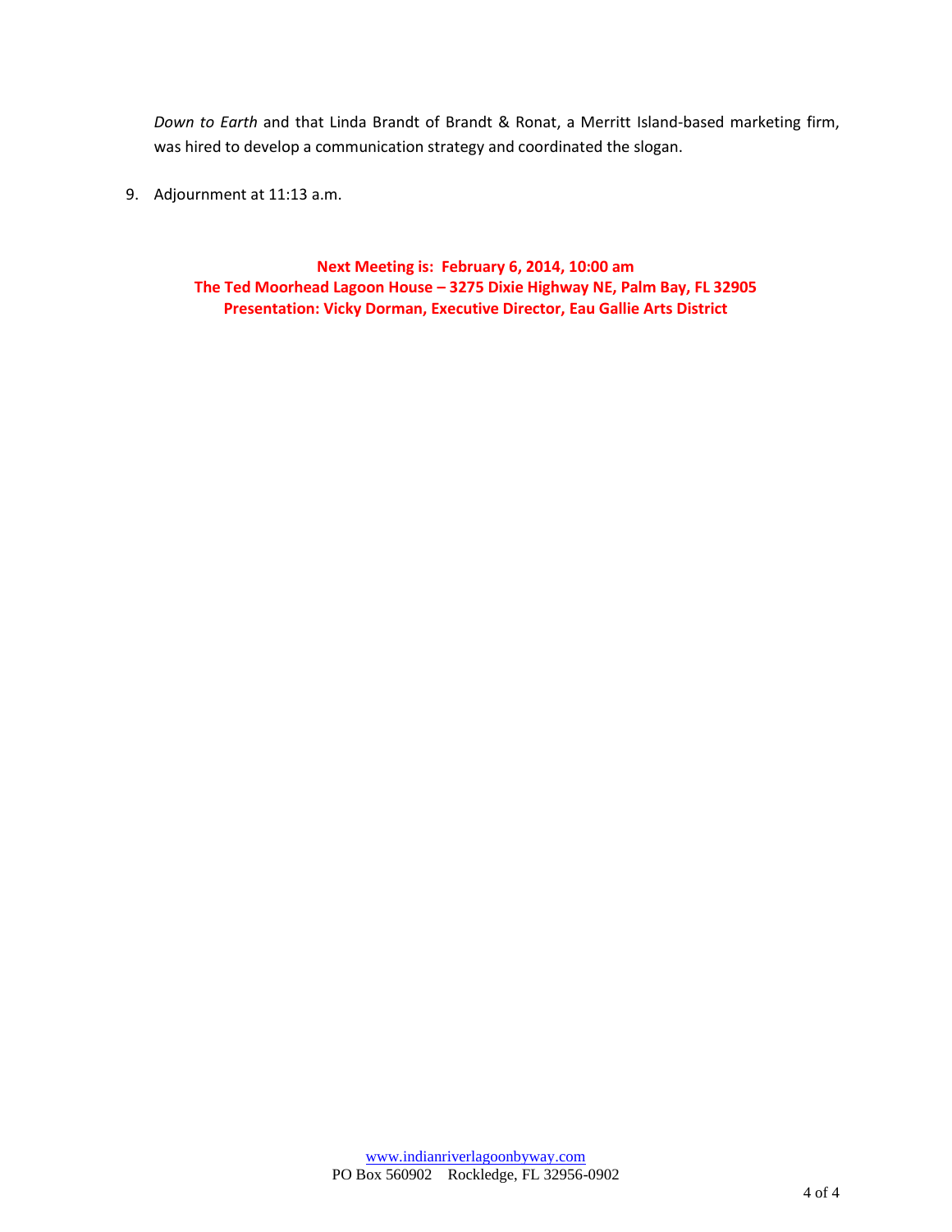*Down to Earth* and that Linda Brandt of Brandt & Ronat, a Merritt Island-based marketing firm, was hired to develop a communication strategy and coordinated the slogan.

9. Adjournment at 11:13 a.m.

**Next Meeting is: February 6, 2014, 10:00 am**
**The Ted Moorhead Lagoon House – 3275 Dixie Highway NE, Palm Bay, FL 32905**
**Presentation: Vicky Dorman, Executive Director, Eau Gallie Arts District**

www.indianriverlagoonbyway.com
PO Box 560902 Rockledge, FL 32956-0902